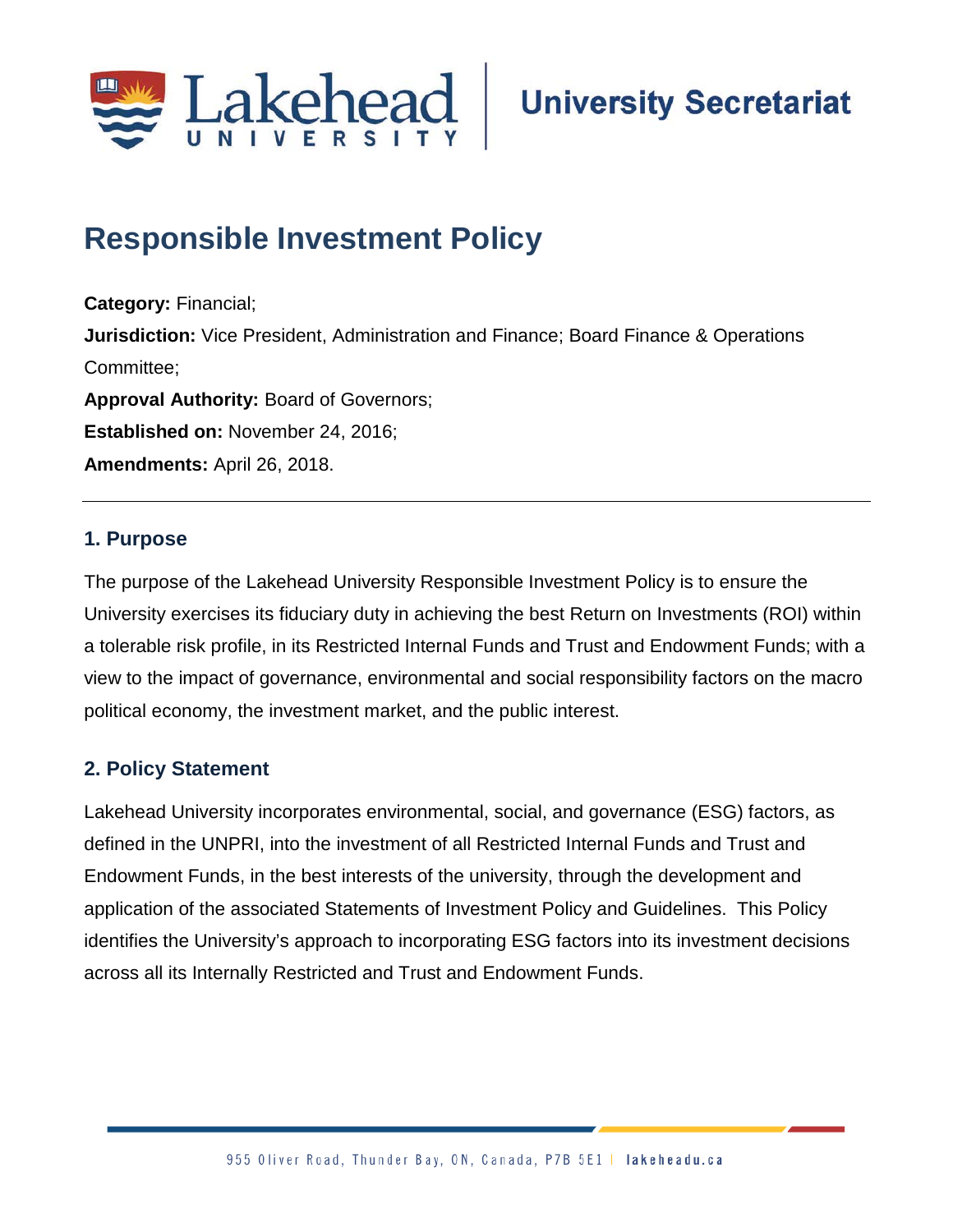# Responsible Investment Policy

**Category:** Financial;
**Jurisdiction:** Vice President, Administration and Finance; Board Finance & Operations Committee;
**Approval Authority:** Board of Governors;
**Established on:** November 24, 2016;
**Amendments:** April 26, 2018.

---

## 1. Purpose

The purpose of the Lakehead University Responsible Investment Policy is to ensure the University exercises its fiduciary duty in achieving the best Return on Investments (ROI) within a tolerable risk profile, in its Restricted Internal Funds and Trust and Endowment Funds; with a view to the impact of governance, environmental and social responsibility factors on the macro political economy, the investment market, and the public interest.

## 2. Policy Statement

Lakehead University incorporates environmental, social, and governance (ESG) factors, as defined in the UNPRI, into the investment of all Restricted Internal Funds and Trust and Endowment Funds, in the best interests of the university, through the development and application of the associated Statements of Investment Policy and Guidelines. This Policy identifies the University's approach to incorporating ESG factors into its investment decisions across all its Internally Restricted and Trust and Endowment Funds.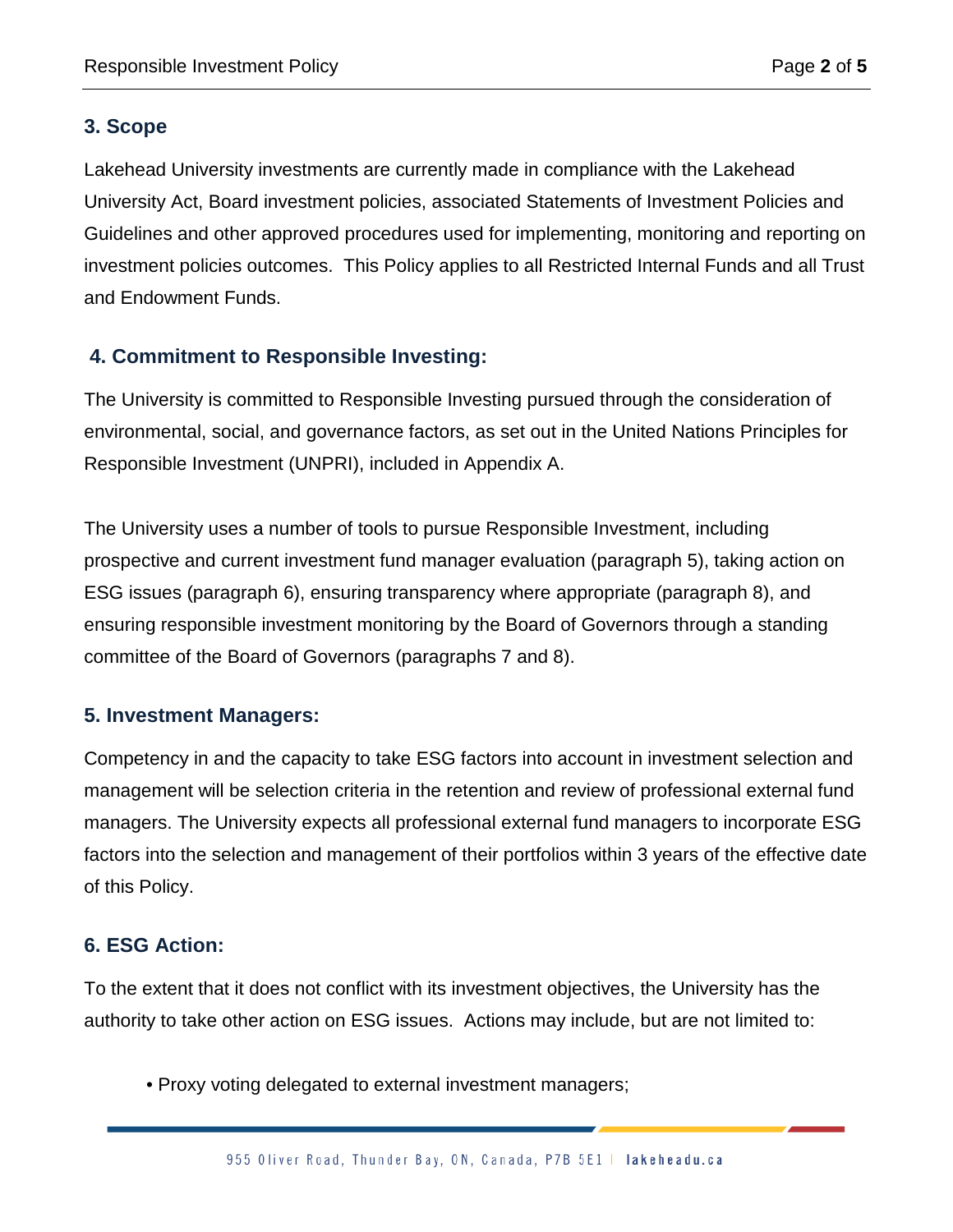## 3. Scope

Lakehead University investments are currently made in compliance with the Lakehead University Act, Board investment policies, associated Statements of Investment Policies and Guidelines and other approved procedures used for implementing, monitoring and reporting on investment policies outcomes. This Policy applies to all Restricted Internal Funds and all Trust and Endowment Funds.

## 4. Commitment to Responsible Investing:

The University is committed to Responsible Investing pursued through the consideration of environmental, social, and governance factors, as set out in the United Nations Principles for Responsible Investment (UNPRI), included in Appendix A.

The University uses a number of tools to pursue Responsible Investment, including prospective and current investment fund manager evaluation (paragraph 5), taking action on ESG issues (paragraph 6), ensuring transparency where appropriate (paragraph 8), and ensuring responsible investment monitoring by the Board of Governors through a standing committee of the Board of Governors (paragraphs 7 and 8).

## 5. Investment Managers:

Competency in and the capacity to take ESG factors into account in investment selection and management will be selection criteria in the retention and review of professional external fund managers. The University expects all professional external fund managers to incorporate ESG factors into the selection and management of their portfolios within 3 years of the effective date of this Policy.

## 6. ESG Action:

To the extent that it does not conflict with its investment objectives, the University has the authority to take other action on ESG issues. Actions may include, but are not limited to:

- Proxy voting delegated to external investment managers;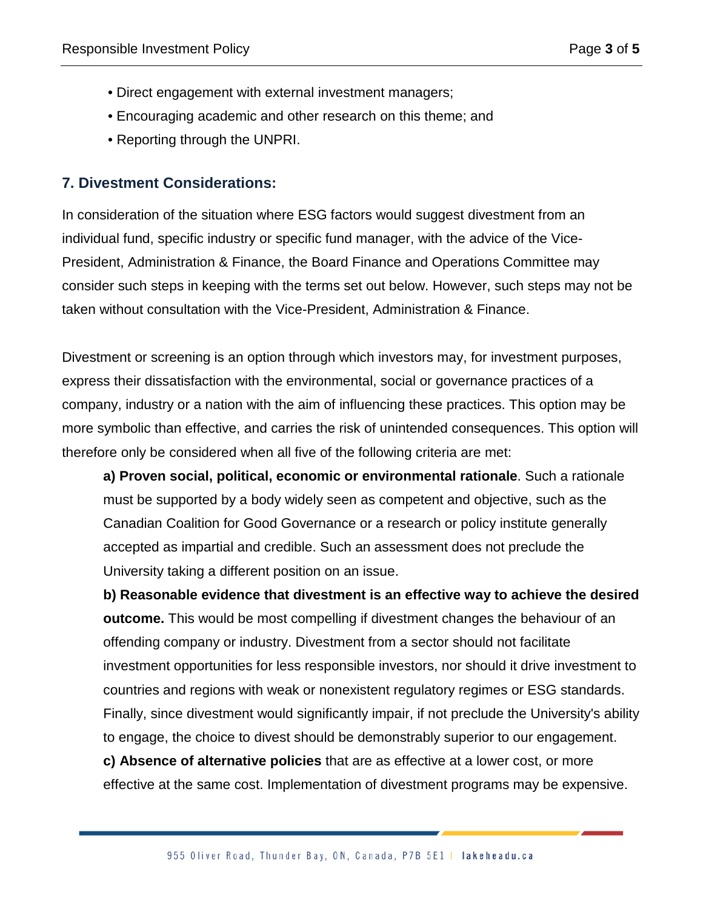- Direct engagement with external investment managers;
- Encouraging academic and other research on this theme; and
- Reporting through the UNPRI.

## 7. Divestment Considerations:

In consideration of the situation where ESG factors would suggest divestment from an individual fund, specific industry or specific fund manager, with the advice of the Vice-President, Administration & Finance, the Board Finance and Operations Committee may consider such steps in keeping with the terms set out below. However, such steps may not be taken without consultation with the Vice-President, Administration & Finance.

Divestment or screening is an option through which investors may, for investment purposes, express their dissatisfaction with the environmental, social or governance practices of a company, industry or a nation with the aim of influencing these practices. This option may be more symbolic than effective, and carries the risk of unintended consequences. This option will therefore only be considered when all five of the following criteria are met:

**a) Proven social, political, economic or environmental rationale**. Such a rationale must be supported by a body widely seen as competent and objective, such as the Canadian Coalition for Good Governance or a research or policy institute generally accepted as impartial and credible. Such an assessment does not preclude the University taking a different position on an issue.

**b) Reasonable evidence that divestment is an effective way to achieve the desired outcome.** This would be most compelling if divestment changes the behaviour of an offending company or industry. Divestment from a sector should not facilitate investment opportunities for less responsible investors, nor should it drive investment to countries and regions with weak or nonexistent regulatory regimes or ESG standards. Finally, since divestment would significantly impair, if not preclude the University's ability to engage, the choice to divest should be demonstrably superior to our engagement.

**c) Absence of alternative policies** that are as effective at a lower cost, or more effective at the same cost. Implementation of divestment programs may be expensive.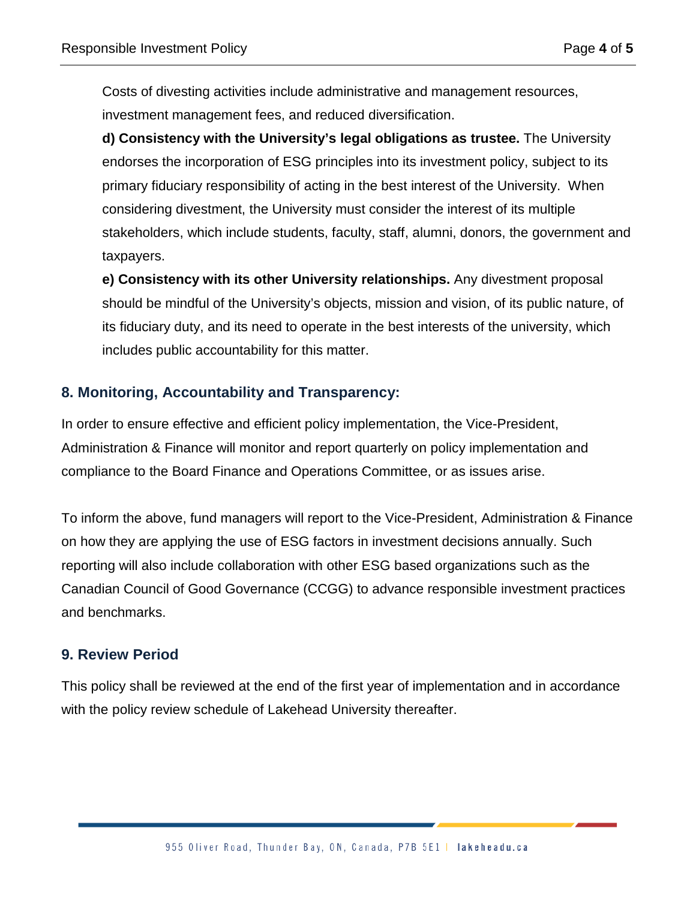Costs of divesting activities include administrative and management resources, investment management fees, and reduced diversification.

**d) Consistency with the University's legal obligations as trustee.** The University endorses the incorporation of ESG principles into its investment policy, subject to its primary fiduciary responsibility of acting in the best interest of the University. When considering divestment, the University must consider the interest of its multiple stakeholders, which include students, faculty, staff, alumni, donors, the government and taxpayers.

**e) Consistency with its other University relationships.** Any divestment proposal should be mindful of the University's objects, mission and vision, of its public nature, of its fiduciary duty, and its need to operate in the best interests of the university, which includes public accountability for this matter.

## 8. Monitoring, Accountability and Transparency:

In order to ensure effective and efficient policy implementation, the Vice-President, Administration & Finance will monitor and report quarterly on policy implementation and compliance to the Board Finance and Operations Committee, or as issues arise.

To inform the above, fund managers will report to the Vice-President, Administration & Finance on how they are applying the use of ESG factors in investment decisions annually. Such reporting will also include collaboration with other ESG based organizations such as the Canadian Council of Good Governance (CCGG) to advance responsible investment practices and benchmarks.

## 9. Review Period

This policy shall be reviewed at the end of the first year of implementation and in accordance with the policy review schedule of Lakehead University thereafter.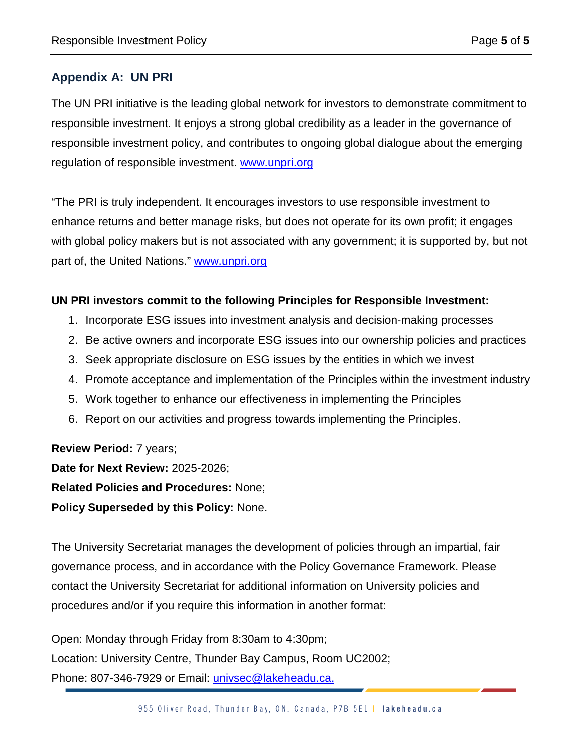## Appendix A: UN PRI

The UN PRI initiative is the leading global network for investors to demonstrate commitment to responsible investment. It enjoys a strong global credibility as a leader in the governance of responsible investment policy, and contributes to ongoing global dialogue about the emerging regulation of responsible investment. www.unpri.org

"The PRI is truly independent. It encourages investors to use responsible investment to enhance returns and better manage risks, but does not operate for its own profit; it engages with global policy makers but is not associated with any government; it is supported by, but not part of, the United Nations." www.unpri.org

**UN PRI investors commit to the following Principles for Responsible Investment:**

1. Incorporate ESG issues into investment analysis and decision-making processes
2. Be active owners and incorporate ESG issues into our ownership policies and practices
3. Seek appropriate disclosure on ESG issues by the entities in which we invest
4. Promote acceptance and implementation of the Principles within the investment industry
5. Work together to enhance our effectiveness in implementing the Principles
6. Report on our activities and progress towards implementing the Principles.

---

**Review Period:** 7 years;
**Date for Next Review:** 2025-2026;
**Related Policies and Procedures:** None;
**Policy Superseded by this Policy:** None.

The University Secretariat manages the development of policies through an impartial, fair governance process, and in accordance with the Policy Governance Framework. Please contact the University Secretariat for additional information on University policies and procedures and/or if you require this information in another format:

Open: Monday through Friday from 8:30am to 4:30pm;
Location: University Centre, Thunder Bay Campus, Room UC2002;
Phone: 807-346-7929 or Email: univsec@lakeheadu.ca.